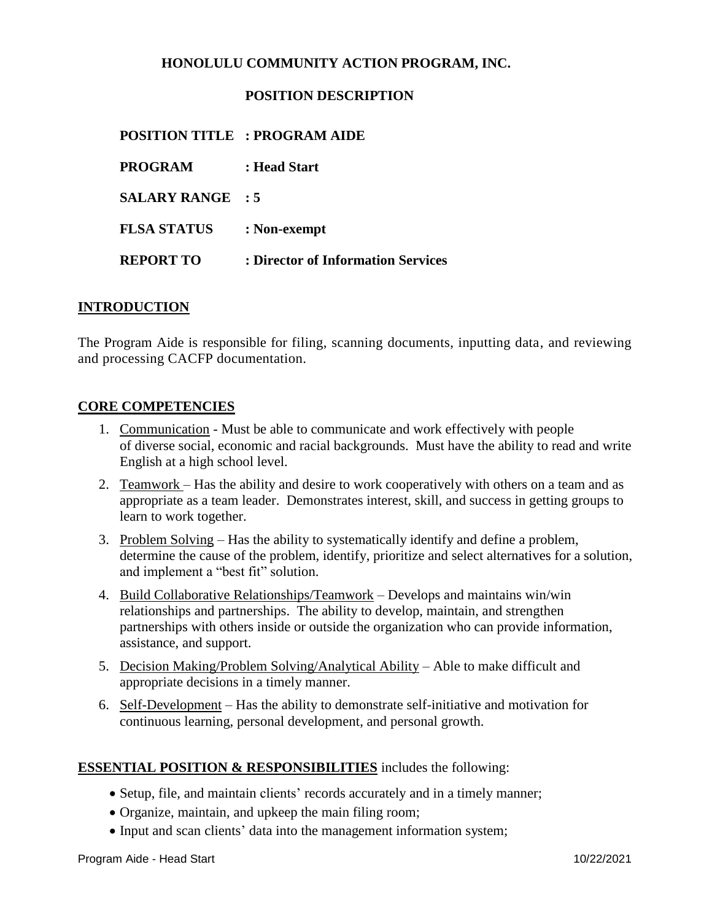**HONOLULU COMMUNITY ACTION PROGRAM, INC.**

**POSITION DESCRIPTION**

**POSITION TITLE : PROGRAM AIDE**

**PROGRAM : Head Start**

**SALARY RANGE : 5**

**FLSA STATUS : Non-exempt**

**REPORT TO : Director of Information Services**

## INTRODUCTION

The Program Aide is responsible for filing, scanning documents, inputting data, and reviewing and processing CACFP documentation.

## CORE COMPETENCIES

1. Communication - Must be able to communicate and work effectively with people of diverse social, economic and racial backgrounds. Must have the ability to read and write English at a high school level.
2. Teamwork – Has the ability and desire to work cooperatively with others on a team and as appropriate as a team leader. Demonstrates interest, skill, and success in getting groups to learn to work together.
3. Problem Solving – Has the ability to systematically identify and define a problem, determine the cause of the problem, identify, prioritize and select alternatives for a solution, and implement a "best fit" solution.
4. Build Collaborative Relationships/Teamwork – Develops and maintains win/win relationships and partnerships. The ability to develop, maintain, and strengthen partnerships with others inside or outside the organization who can provide information, assistance, and support.
5. Decision Making/Problem Solving/Analytical Ability – Able to make difficult and appropriate decisions in a timely manner.
6. Self-Development – Has the ability to demonstrate self-initiative and motivation for continuous learning, personal development, and personal growth.

**ESSENTIAL POSITION & RESPONSIBILITIES** includes the following:

- Setup, file, and maintain clients' records accurately and in a timely manner;
- Organize, maintain, and upkeep the main filing room;
- Input and scan clients' data into the management information system;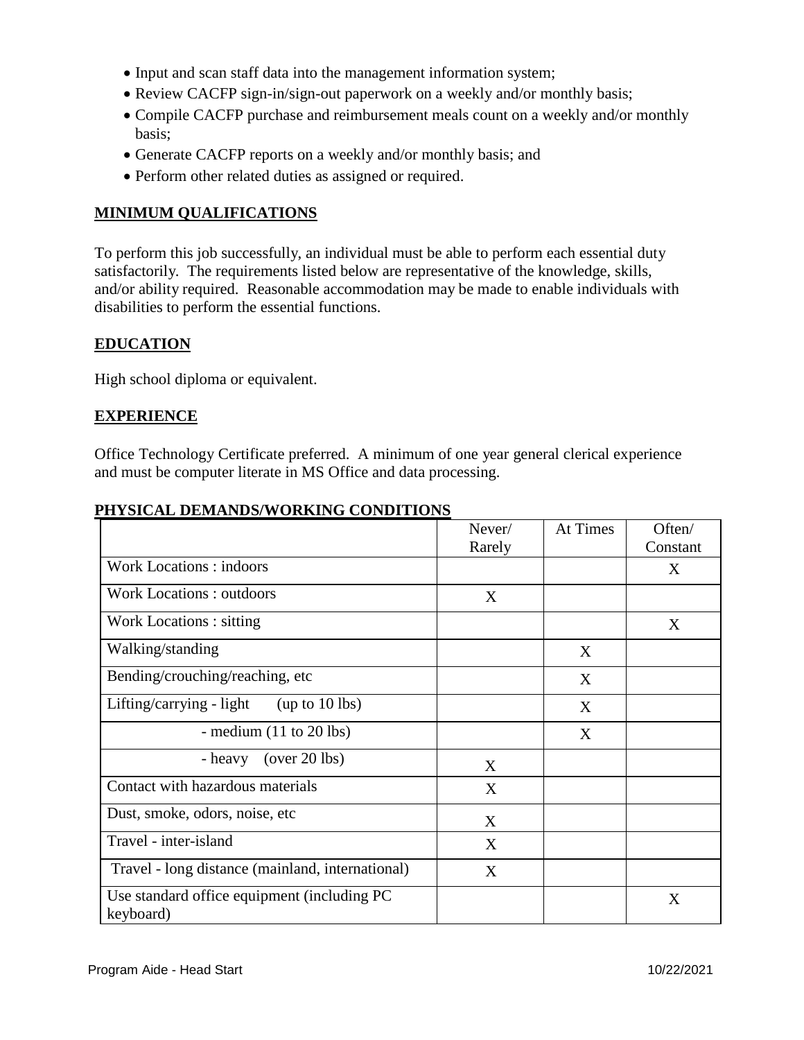- Input and scan staff data into the management information system;
- Review CACFP sign-in/sign-out paperwork on a weekly and/or monthly basis;
- Compile CACFP purchase and reimbursement meals count on a weekly and/or monthly basis;
- Generate CACFP reports on a weekly and/or monthly basis; and
- Perform other related duties as assigned or required.

## MINIMUM QUALIFICATIONS

To perform this job successfully, an individual must be able to perform each essential duty satisfactorily. The requirements listed below are representative of the knowledge, skills, and/or ability required. Reasonable accommodation may be made to enable individuals with disabilities to perform the essential functions.

## EDUCATION

High school diploma or equivalent.

## EXPERIENCE

Office Technology Certificate preferred. A minimum of one year general clerical experience and must be computer literate in MS Office and data processing.

## PHYSICAL DEMANDS/WORKING CONDITIONS

| | Never/ Rarely | At Times | Often/ Constant |
|---|---|---|---|
| Work Locations : indoors | | | X |
| Work Locations : outdoors | X | | |
| Work Locations : sitting | | | X |
| Walking/standing | | X | |
| Bending/crouching/reaching, etc | | X | |
| Lifting/carrying - light (up to 10 lbs) | | X | |
| - medium (11 to 20 lbs) | | X | |
| - heavy (over 20 lbs) | X | | |
| Contact with hazardous materials | X | | |
| Dust, smoke, odors, noise, etc | X | | |
| Travel - inter-island | X | | |
| Travel - long distance (mainland, international) | X | | |
| Use standard office equipment (including PC keyboard) | | | X |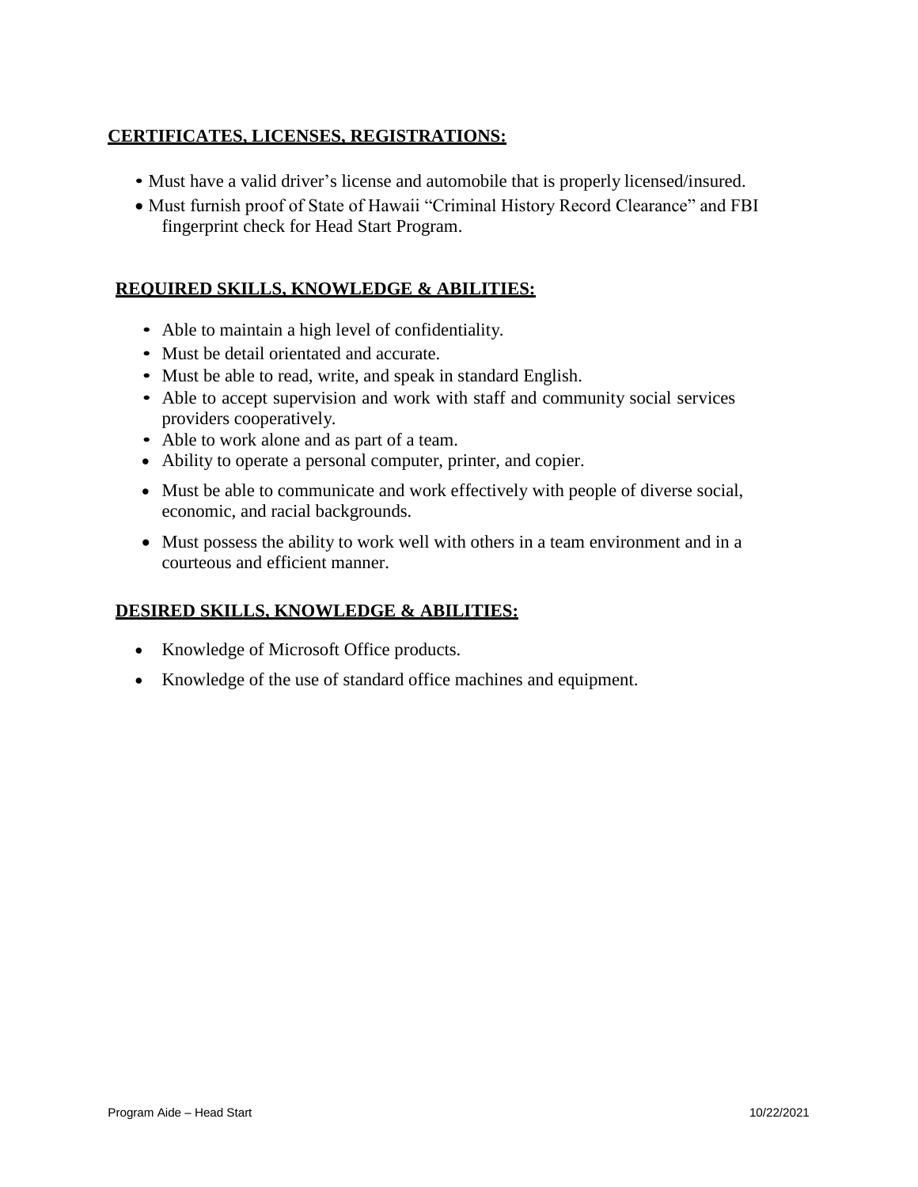## CERTIFICATES, LICENSES, REGISTRATIONS:

- Must have a valid driver's license and automobile that is properly licensed/insured.
- Must furnish proof of State of Hawaii "Criminal History Record Clearance" and FBI fingerprint check for Head Start Program.

## REQUIRED SKILLS, KNOWLEDGE & ABILITIES:

- Able to maintain a high level of confidentiality.
- Must be detail orientated and accurate.
- Must be able to read, write, and speak in standard English.
- Able to accept supervision and work with staff and community social services providers cooperatively.
- Able to work alone and as part of a team.
- Ability to operate a personal computer, printer, and copier.
- Must be able to communicate and work effectively with people of diverse social, economic, and racial backgrounds.
- Must possess the ability to work well with others in a team environment and in a courteous and efficient manner.

## DESIRED SKILLS, KNOWLEDGE & ABILITIES:

- Knowledge of Microsoft Office products.
- Knowledge of the use of standard office machines and equipment.